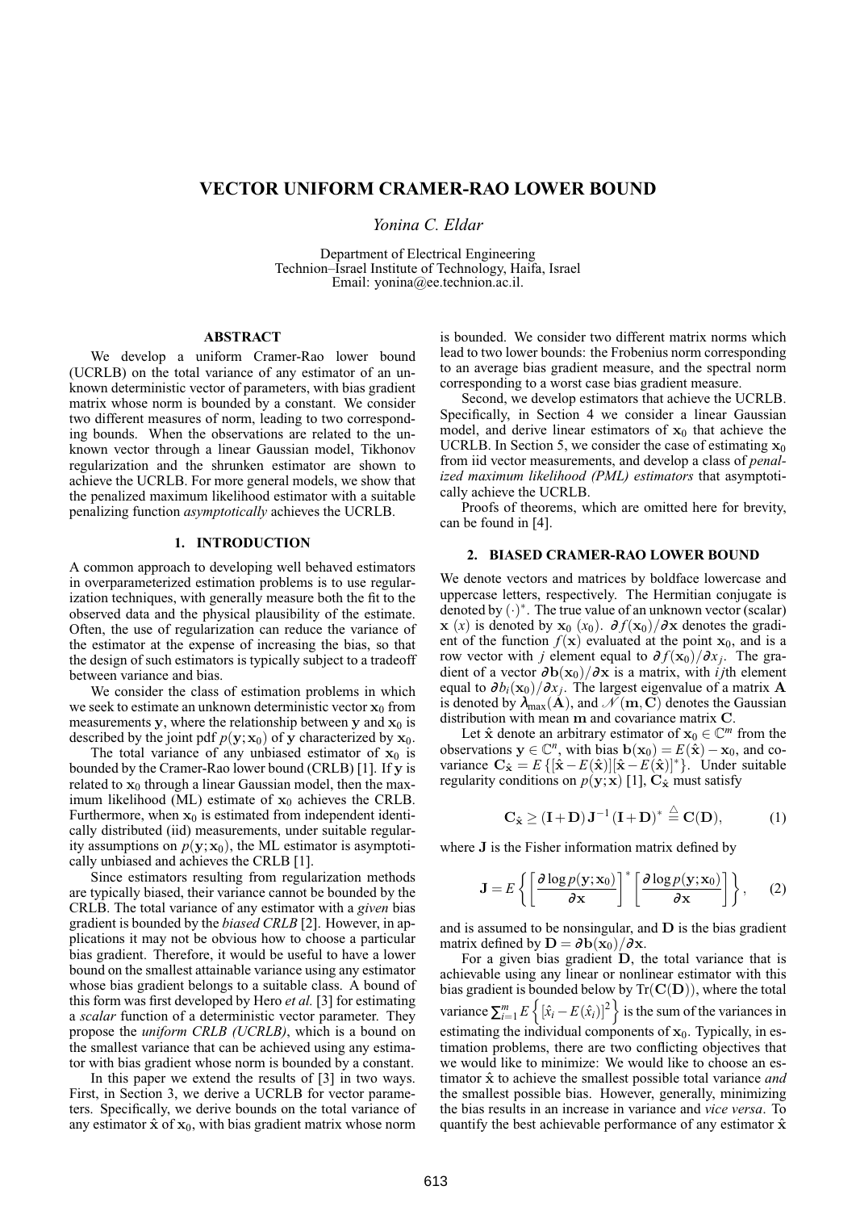# VECTOR UNIFORM CRAMER-RAO LOWER BOUND

*Yonina C. Eldar*

Department of Electrical Engineering
Technion–Israel Institute of Technology, Haifa, Israel
Email: yonina@ee.technion.ac.il.

## ABSTRACT

We develop a uniform Cramer-Rao lower bound (UCRLB) on the total variance of any estimator of an unknown deterministic vector of parameters, with bias gradient matrix whose norm is bounded by a constant. We consider two different measures of norm, leading to two corresponding bounds. When the observations are related to the unknown vector through a linear Gaussian model, Tikhonov regularization and the shrunken estimator are shown to achieve the UCRLB. For more general models, we show that the penalized maximum likelihood estimator with a suitable penalizing function *asymptotically* achieves the UCRLB.

## 1. INTRODUCTION

A common approach to developing well behaved estimators in overparameterized estimation problems is to use regularization techniques, with generally measure both the fit to the observed data and the physical plausibility of the estimate. Often, the use of regularization can reduce the variance of the estimator at the expense of increasing the bias, so that the design of such estimators is typically subject to a tradeoff between variance and bias.

We consider the class of estimation problems in which we seek to estimate an unknown deterministic vector $\mathbf{x}_0$ from measurements $\mathbf{y}$, where the relationship between $\mathbf{y}$ and $\mathbf{x}_0$ is described by the joint pdf $p(\mathbf{y};\mathbf{x}_0)$ of $\mathbf{y}$ characterized by $\mathbf{x}_0$.

The total variance of any unbiased estimator of $\mathbf{x}_0$ is bounded by the Cramer-Rao lower bound (CRLB) [1]. If $\mathbf{y}$ is related to $\mathbf{x}_0$ through a linear Gaussian model, then the maximum likelihood (ML) estimate of $\mathbf{x}_0$ achieves the CRLB. Furthermore, when $\mathbf{x}_0$ is estimated from independent identically distributed (iid) measurements, under suitable regularity assumptions on $p(\mathbf{y};\mathbf{x}_0)$, the ML estimator is asymptotically unbiased and achieves the CRLB [1].

Since estimators resulting from regularization methods are typically biased, their variance cannot be bounded by the CRLB. The total variance of any estimator with a *given* bias gradient is bounded by the *biased CRLB* [2]. However, in applications it may not be obvious how to choose a particular bias gradient. Therefore, it would be useful to have a lower bound on the smallest attainable variance using any estimator whose bias gradient belongs to a suitable class. A bound of this form was first developed by Hero *et al.* [3] for estimating a *scalar* function of a deterministic vector parameter. They propose the *uniform CRLB (UCRLB)*, which is a bound on the smallest variance that can be achieved using any estimator with bias gradient whose norm is bounded by a constant.

In this paper we extend the results of [3] in two ways. First, in Section 3, we derive a UCRLB for vector parameters. Specifically, we derive bounds on the total variance of any estimator $\hat{\mathbf{x}}$ of $\mathbf{x}_0$, with bias gradient matrix whose norm is bounded. We consider two different matrix norms which lead to two lower bounds: the Frobenius norm corresponding to an average bias gradient measure, and the spectral norm corresponding to a worst case bias gradient measure.

Second, we develop estimators that achieve the UCRLB. Specifically, in Section 4 we consider a linear Gaussian model, and derive linear estimators of $\mathbf{x}_0$ that achieve the UCRLB. In Section 5, we consider the case of estimating $\mathbf{x}_0$ from iid vector measurements, and develop a class of *penalized maximum likelihood (PML) estimators* that asymptotically achieve the UCRLB.

Proofs of theorems, which are omitted here for brevity, can be found in [4].

## 2. BIASED CRAMER-RAO LOWER BOUND

We denote vectors and matrices by boldface lowercase and uppercase letters, respectively. The Hermitian conjugate is denoted by $(\cdot)^*$. The true value of an unknown vector (scalar) $\mathbf{x}$ $(x)$ is denoted by $\mathbf{x}_0$ $(x_0)$. $\partial f(\mathbf{x}_0)/\partial \mathbf{x}$ denotes the gradient of the function $f(\mathbf{x})$ evaluated at the point $\mathbf{x}_0$, and is a row vector with $j$ element equal to $\partial f(\mathbf{x}_0)/\partial x_j$. The gradient of a vector $\partial \mathbf{b}(\mathbf{x}_0)/\partial \mathbf{x}$ is a matrix, with $ij$th element equal to $\partial b_i(\mathbf{x}_0)/\partial x_j$. The largest eigenvalue of a matrix $\mathbf{A}$ is denoted by $\lambda_{\max}(\mathbf{A})$, and $\mathcal{N}(\mathbf{m},\mathbf{C})$ denotes the Gaussian distribution with mean $\mathbf{m}$ and covariance matrix $\mathbf{C}$.

Let $\hat{\mathbf{x}}$ denote an arbitrary estimator of $\mathbf{x}_0 \in \mathbb{C}^m$ from the observations $\mathbf{y} \in \mathbb{C}^n$, with bias $\mathbf{b}(\mathbf{x}_0) = E(\hat{\mathbf{x}}) - \mathbf{x}_0$, and covariance $\mathbf{C}_{\hat{\mathbf{x}}} = E\{[\hat{\mathbf{x}} - E(\hat{\mathbf{x}})][\hat{\mathbf{x}} - E(\hat{\mathbf{x}})]^*\}$. Under suitable regularity conditions on $p(\mathbf{y};\mathbf{x})$ [1], $\mathbf{C}_{\hat{\mathbf{x}}}$ must satisfy

$$\mathbf{C}_{\hat{\mathbf{x}}} \geq (\mathbf{I}+\mathbf{D})\,\mathbf{J}^{-1}\,(\mathbf{I}+\mathbf{D})^* \stackrel{\triangle}{=} \mathbf{C}(\mathbf{D}), \tag{1}$$

where $\mathbf{J}$ is the Fisher information matrix defined by

$$\mathbf{J} = E\left\{\left[\frac{\partial \log p(\mathbf{y};\mathbf{x}_0)}{\partial \mathbf{x}}\right]^*\left[\frac{\partial \log p(\mathbf{y};\mathbf{x}_0)}{\partial \mathbf{x}}\right]\right\}, \tag{2}$$

and is assumed to be nonsingular, and $\mathbf{D}$ is the bias gradient matrix defined by $\mathbf{D} = \partial \mathbf{b}(\mathbf{x}_0)/\partial \mathbf{x}$.

For a given bias gradient $\mathbf{D}$, the total variance that is achievable using any linear or nonlinear estimator with this bias gradient is bounded below by $\mathrm{Tr}(\mathbf{C}(\mathbf{D}))$, where the total variance $\sum_{i=1}^m E\left\{[\hat{x}_i - E(\hat{x}_i)]^2\right\}$ is the sum of the variances in estimating the individual components of $\mathbf{x}_0$. Typically, in estimation problems, there are two conflicting objectives that we would like to minimize: We would like to choose an estimator $\hat{\mathbf{x}}$ to achieve the smallest possible total variance *and* the smallest possible bias. However, generally, minimizing the bias results in an increase in variance and *vice versa*. To quantify the best achievable performance of any estimator $\hat{\mathbf{x}}$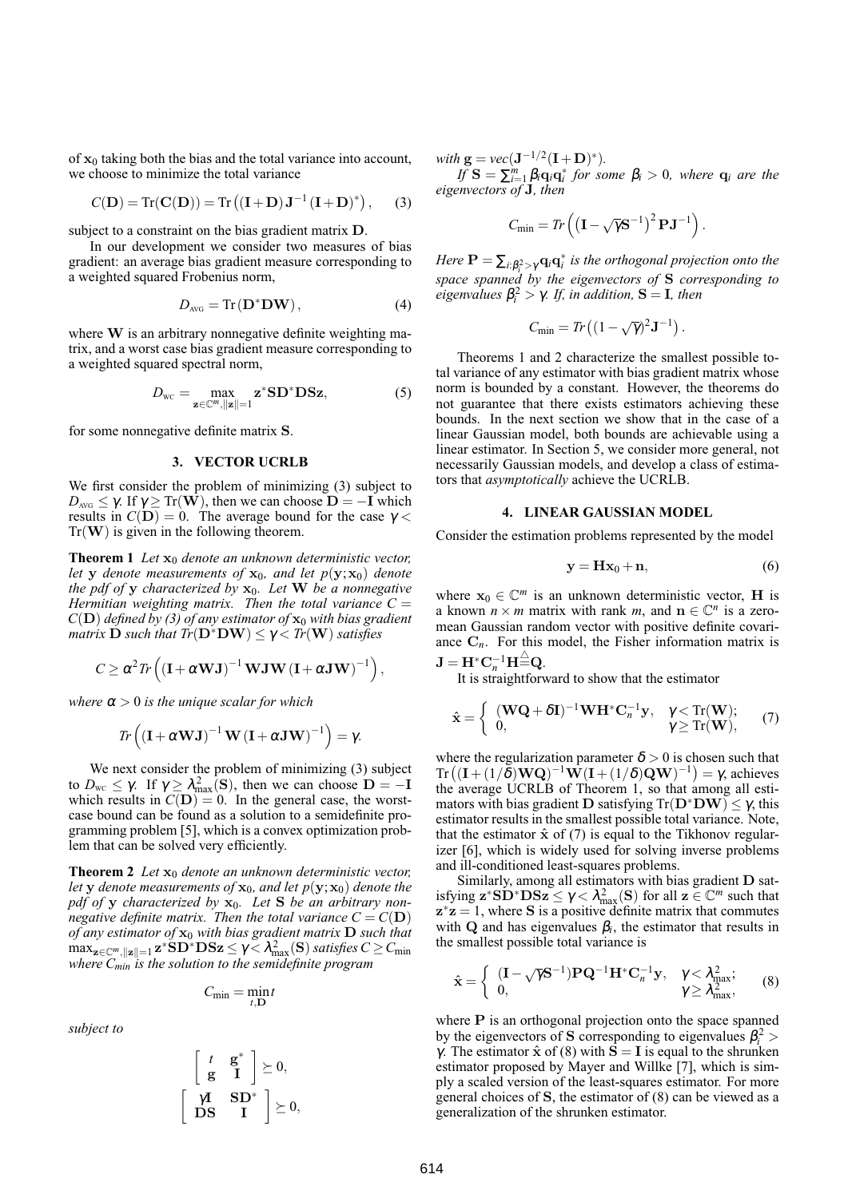of $\mathbf{x}_0$ taking both the bias and the total variance into account, we choose to minimize the total variance

$$C(\mathbf{D}) = \text{Tr}(\mathbf{C}(\mathbf{D})) = \text{Tr}\left((\mathbf{I}+\mathbf{D})\,\mathbf{J}^{-1}\,(\mathbf{I}+\mathbf{D})^*\right), \quad (3)$$

subject to a constraint on the bias gradient matrix $\mathbf{D}$.

In our development we consider two measures of bias gradient: an average bias gradient measure corresponding to a weighted squared Frobenius norm,

$$D_{\text{AVG}} = \text{Tr}\left(\mathbf{D}^*\mathbf{D}\mathbf{W}\right), \quad (4)$$

where $\mathbf{W}$ is an arbitrary nonnegative definite weighting matrix, and a worst case bias gradient measure corresponding to a weighted squared spectral norm,

$$D_{\text{WC}} = \max_{\mathbf{z}\in\mathbb{C}^m, \|\mathbf{z}\|=1} \mathbf{z}^*\mathbf{S}\mathbf{D}^*\mathbf{D}\mathbf{S}\mathbf{z}, \quad (5)$$

for some nonnegative definite matrix $\mathbf{S}$.

## 3. VECTOR UCRLB

We first consider the problem of minimizing (3) subject to $D_{\text{AVG}} \leq \gamma$. If $\gamma \geq \text{Tr}(\mathbf{W})$, then we can choose $\mathbf{D} = -\mathbf{I}$ which results in $C(\mathbf{D}) = 0$. The average bound for the case $\gamma < \text{Tr}(\mathbf{W})$ is given in the following theorem.

**Theorem 1** *Let $\mathbf{x}_0$ denote an unknown deterministic vector, let $\mathbf{y}$ denote measurements of $\mathbf{x}_0$, and let $p(\mathbf{y};\mathbf{x}_0)$ denote the pdf of $\mathbf{y}$ characterized by $\mathbf{x}_0$. Let $\mathbf{W}$ be a nonnegative Hermitian weighting matrix. Then the total variance $C = C(\mathbf{D})$ defined by (3) of any estimator of $\mathbf{x}_0$ with bias gradient matrix $\mathbf{D}$ such that $Tr(\mathbf{D}^*\mathbf{D}\mathbf{W}) \leq \gamma < Tr(\mathbf{W})$ satisfies*

$$C \geq \alpha^2 Tr\left((\mathbf{I}+\alpha\mathbf{W}\mathbf{J})^{-1}\,\mathbf{W}\mathbf{J}\mathbf{W}\,(\mathbf{I}+\alpha\mathbf{J}\mathbf{W})^{-1}\right),$$

*where $\alpha > 0$ is the unique scalar for which*

$$Tr\left((\mathbf{I}+\alpha\mathbf{W}\mathbf{J})^{-1}\,\mathbf{W}\,(\mathbf{I}+\alpha\mathbf{J}\mathbf{W})^{-1}\right) = \gamma.$$

We next consider the problem of minimizing (3) subject to $D_{\text{WC}} \leq \gamma$. If $\gamma \geq \lambda_{\max}^2(\mathbf{S})$, then we can choose $\mathbf{D} = -\mathbf{I}$ which results in $C(\mathbf{D}) = 0$. In the general case, the worst-case bound can be found as a solution to a semidefinite programming problem [5], which is a convex optimization problem that can be solved very efficiently.

**Theorem 2** *Let $\mathbf{x}_0$ denote an unknown deterministic vector, let $\mathbf{y}$ denote measurements of $\mathbf{x}_0$, and let $p(\mathbf{y};\mathbf{x}_0)$ denote the pdf of $\mathbf{y}$ characterized by $\mathbf{x}_0$. Let $\mathbf{S}$ be an arbitrary nonnegative definite matrix. Then the total variance $C = C(\mathbf{D})$ of any estimator of $\mathbf{x}_0$ with bias gradient matrix $\mathbf{D}$ such that $\max_{\mathbf{z}\in\mathbb{C}^m,\|\mathbf{z}\|=1}\mathbf{z}^*\mathbf{S}\mathbf{D}^*\mathbf{D}\mathbf{S}\mathbf{z} \leq \gamma < \lambda_{\max}^2(\mathbf{S})$ satisfies $C \geq C_{\min}$ where $C_{min}$ is the solution to the semidefinite program*

$$C_{\min} = \min_{t,\mathbf{D}} t$$

*subject to*

$$\begin{bmatrix} t & \mathbf{g}^* \\ \mathbf{g} & \mathbf{I} \end{bmatrix} \succeq 0,$$

$$\begin{bmatrix} \gamma\mathbf{I} & \mathbf{S}\mathbf{D}^* \\ \mathbf{D}\mathbf{S} & \mathbf{I} \end{bmatrix} \succeq 0,$$

*with $\mathbf{g} = vec(\mathbf{J}^{-1/2}(\mathbf{I}+\mathbf{D})^*)$.*

*If $\mathbf{S} = \sum_{i=1}^m \beta_i \mathbf{q}_i\mathbf{q}_i^*$ for some $\beta_i > 0$, where $\mathbf{q}_i$ are the eigenvectors of $\mathbf{J}$, then*

$$C_{\min} = Tr\left(\left(\mathbf{I}-\sqrt{\gamma}\mathbf{S}^{-1}\right)^2\mathbf{P}\mathbf{J}^{-1}\right).$$

*Here $\mathbf{P} = \sum_{i:\beta_i^2>\gamma}\mathbf{q}_i\mathbf{q}_i^*$ is the orthogonal projection onto the space spanned by the eigenvectors of $\mathbf{S}$ corresponding to eigenvalues $\beta_i^2 > \gamma$. If, in addition, $\mathbf{S} = \mathbf{I}$, then*

$$C_{\min} = Tr\left((1-\sqrt{\gamma})^2\mathbf{J}^{-1}\right).$$

Theorems 1 and 2 characterize the smallest possible total variance of any estimator with bias gradient matrix whose norm is bounded by a constant. However, the theorems do not guarantee that there exists estimators achieving these bounds. In the next section we show that in the case of a linear Gaussian model, both bounds are achievable using a linear estimator. In Section 5, we consider more general, not necessarily Gaussian models, and develop a class of estimators that *asymptotically* achieve the UCRLB.

## 4. LINEAR GAUSSIAN MODEL

Consider the estimation problems represented by the model

$$\mathbf{y} = \mathbf{H}\mathbf{x}_0 + \mathbf{n}, \quad (6)$$

where $\mathbf{x}_0 \in \mathbb{C}^m$ is an unknown deterministic vector, $\mathbf{H}$ is a known $n \times m$ matrix with rank $m$, and $\mathbf{n} \in \mathbb{C}^n$ is a zero-mean Gaussian random vector with positive definite covariance $\mathbf{C}_n$. For this model, the Fisher information matrix is $\mathbf{J} = \mathbf{H}^*\mathbf{C}_n^{-1}\mathbf{H} \stackrel{\triangle}{=} \mathbf{Q}$.

It is straightforward to show that the estimator

$$\hat{\mathbf{x}} = \begin{cases} (\mathbf{W}\mathbf{Q}+\delta\mathbf{I})^{-1}\mathbf{W}\mathbf{H}^*\mathbf{C}_n^{-1}\mathbf{y}, & \gamma < \text{Tr}(\mathbf{W}); \\ 0, & \gamma \geq \text{Tr}(\mathbf{W}), \end{cases} \quad (7)$$

where the regularization parameter $\delta > 0$ is chosen such that $\text{Tr}\left((\mathbf{I}+(1/\delta)\mathbf{W}\mathbf{Q})^{-1}\mathbf{W}(\mathbf{I}+(1/\delta)\mathbf{Q}\mathbf{W})^{-1}\right) = \gamma$, achieves the average UCRLB of Theorem 1, so that among all estimators with bias gradient $\mathbf{D}$ satisfying $\text{Tr}(\mathbf{D}^*\mathbf{D}\mathbf{W}) \leq \gamma$, this estimator results in the smallest possible total variance. Note, that the estimator $\hat{\mathbf{x}}$ of (7) is equal to the Tikhonov regularizer [6], which is widely used for solving inverse problems and ill-conditioned least-squares problems.

Similarly, among all estimators with bias gradient $\mathbf{D}$ satisfying $\mathbf{z}^*\mathbf{S}\mathbf{D}^*\mathbf{D}\mathbf{S}\mathbf{z} \leq \gamma < \lambda_{\max}^2(\mathbf{S})$ for all $\mathbf{z} \in \mathbb{C}^m$ such that $\mathbf{z}^*\mathbf{z} = 1$, where $\mathbf{S}$ is a positive definite matrix that commutes with $\mathbf{Q}$ and has eigenvalues $\beta_i$, the estimator that results in the smallest possible total variance is

$$\hat{\mathbf{x}} = \begin{cases} (\mathbf{I}-\sqrt{\gamma}\mathbf{S}^{-1})\mathbf{P}\mathbf{Q}^{-1}\mathbf{H}^*\mathbf{C}_n^{-1}\mathbf{y}, & \gamma < \lambda_{\max}^2; \\ 0, & \gamma \geq \lambda_{\max}^2, \end{cases} \quad (8)$$

where $\mathbf{P}$ is an orthogonal projection onto the space spanned by the eigenvectors of $\mathbf{S}$ corresponding to eigenvalues $\beta_i^2 > \gamma$. The estimator $\hat{\mathbf{x}}$ of (8) with $\mathbf{S} = \mathbf{I}$ is equal to the shrunken estimator proposed by Mayer and Willke [7], which is simply a scaled version of the least-squares estimator. For more general choices of $\mathbf{S}$, the estimator of (8) can be viewed as a generalization of the shrunken estimator.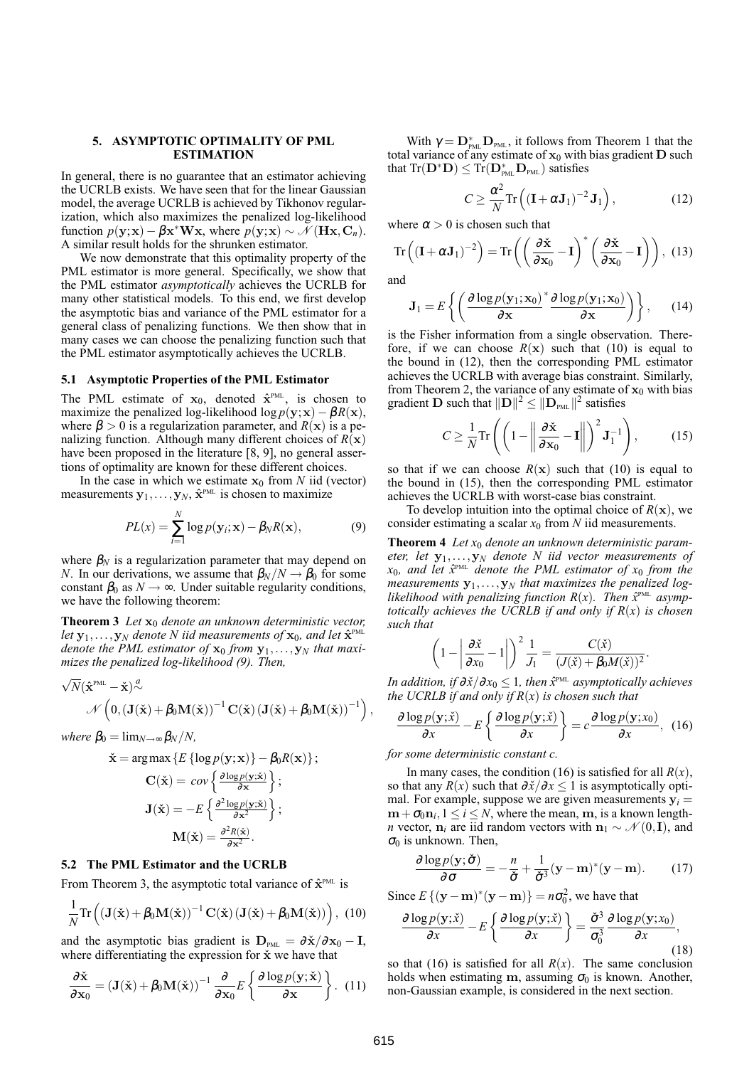## 5. ASYMPTOTIC OPTIMALITY OF PML ESTIMATION

In general, there is no guarantee that an estimator achieving the UCRLB exists. We have seen that for the linear Gaussian model, the average UCRLB is achieved by Tikhonov regularization, which also maximizes the penalized log-likelihood function $p(\mathbf{y};\mathbf{x}) - \beta\mathbf{x}^*\mathbf{W}\mathbf{x}$, where $p(\mathbf{y};\mathbf{x}) \sim \mathcal{N}(\mathbf{H}\mathbf{x}, \mathbf{C}_n)$. A similar result holds for the shrunken estimator.

We now demonstrate that this optimality property of the PML estimator is more general. Specifically, we show that the PML estimator *asymptotically* achieves the UCRLB for many other statistical models. To this end, we first develop the asymptotic bias and variance of the PML estimator for a general class of penalizing functions. We then show that in many cases we can choose the penalizing function such that the PML estimator asymptotically achieves the UCRLB.

### 5.1 Asymptotic Properties of the PML Estimator

The PML estimate of $\mathbf{x}_0$, denoted $\hat{\mathbf{x}}^{\text{PML}}$, is chosen to maximize the penalized log-likelihood $\log p(\mathbf{y};\mathbf{x}) - \beta R(\mathbf{x})$, where $\beta > 0$ is a regularization parameter, and $R(\mathbf{x})$ is a penalizing function. Although many different choices of $R(\mathbf{x})$ have been proposed in the literature [8, 9], no general assertions of optimality are known for these different choices.

In the case in which we estimate $\mathbf{x}_0$ from $N$ iid (vector) measurements $\mathbf{y}_1, \ldots, \mathbf{y}_N$, $\hat{\mathbf{x}}^{\text{PML}}$ is chosen to maximize

$$PL(x) = \sum_{i=1}^{N} \log p(\mathbf{y}_i;\mathbf{x}) - \beta_N R(\mathbf{x}), \tag{9}$$

where $\beta_N$ is a regularization parameter that may depend on $N$. In our derivations, we assume that $\beta_N/N \to \beta_0$ for some constant $\beta_0$ as $N \to \infty$. Under suitable regularity conditions, we have the following theorem:

**Theorem 3** *Let $\mathbf{x}_0$ denote an unknown deterministic vector, let $\mathbf{y}_1, \ldots, \mathbf{y}_N$ denote $N$ iid measurements of $\mathbf{x}_0$, and let $\hat{\mathbf{x}}^{\text{PML}}$ denote the PML estimator of $\mathbf{x}_0$ from $\mathbf{y}_1, \ldots, \mathbf{y}_N$ that maximizes the penalized log-likelihood (9). Then,*

$$\sqrt{N}(\hat{\mathbf{x}}^{\text{PML}} - \check{\mathbf{x}}) \overset{a}{\sim} \mathcal{N}\left(0, (\mathbf{J}(\check{\mathbf{x}}) + \beta_0\mathbf{M}(\check{\mathbf{x}}))^{-1}\mathbf{C}(\check{\mathbf{x}})(\mathbf{J}(\check{\mathbf{x}}) + \beta_0\mathbf{M}(\check{\mathbf{x}}))^{-1}\right),$$

*where $\beta_0 = \lim_{N\to\infty}\beta_N/N$,*

$$\check{\mathbf{x}} = \arg\max\{E\{\log p(\mathbf{y};\mathbf{x})\} - \beta_0 R(\mathbf{x})\};$$

$$\mathbf{C}(\check{\mathbf{x}}) = \, cov\left\{\frac{\partial \log p(\mathbf{y};\check{\mathbf{x}})}{\partial \mathbf{x}}\right\};$$

$$\mathbf{J}(\check{\mathbf{x}}) = -E\left\{\frac{\partial^2 \log p(\mathbf{y};\check{\mathbf{x}})}{\partial \mathbf{x}^2}\right\};$$

$$\mathbf{M}(\check{\mathbf{x}}) = \frac{\partial^2 R(\check{\mathbf{x}})}{\partial \mathbf{x}^2}.$$

### 5.2 The PML Estimator and the UCRLB

From Theorem 3, the asymptotic total variance of $\hat{\mathbf{x}}^{\text{PML}}$ is

$$\frac{1}{N}\text{Tr}\left((\mathbf{J}(\check{\mathbf{x}}) + \beta_0\mathbf{M}(\check{\mathbf{x}}))^{-1}\mathbf{C}(\check{\mathbf{x}})(\mathbf{J}(\check{\mathbf{x}}) + \beta_0\mathbf{M}(\check{\mathbf{x}}))\right), \tag{10}$$

and the asymptotic bias gradient is $\mathbf{D}_{\text{PML}} = \partial\check{\mathbf{x}}/\partial\mathbf{x}_0 - \mathbf{I}$, where differentiating the expression for $\check{\mathbf{x}}$ we have that

$$\frac{\partial \check{\mathbf{x}}}{\partial \mathbf{x}_0} = (\mathbf{J}(\check{\mathbf{x}}) + \beta_0\mathbf{M}(\check{\mathbf{x}}))^{-1}\frac{\partial}{\partial \mathbf{x}_0}E\left\{\frac{\partial \log p(\mathbf{y};\check{\mathbf{x}})}{\partial \mathbf{x}}\right\}. \tag{11}$$

With $\gamma = \mathbf{D}^*_{\text{PML}}\mathbf{D}_{\text{PML}}$, it follows from Theorem 1 that the total variance of any estimate of $\mathbf{x}_0$ with bias gradient $\mathbf{D}$ such that $\text{Tr}(\mathbf{D}^*\mathbf{D}) \leq \text{Tr}(\mathbf{D}^*_{\text{PML}}\mathbf{D}_{\text{PML}})$ satisfies

$$C \geq \frac{\alpha^2}{N}\text{Tr}\left((\mathbf{I} + \alpha\mathbf{J}_1)^{-2}\mathbf{J}_1\right), \tag{12}$$

where $\alpha > 0$ is chosen such that

$$\text{Tr}\left((\mathbf{I} + \alpha\mathbf{J}_1)^{-2}\right) = \text{Tr}\left(\left(\frac{\partial \check{\mathbf{x}}}{\partial \mathbf{x}_0} - \mathbf{I}\right)^*\left(\frac{\partial \check{\mathbf{x}}}{\partial \mathbf{x}_0} - \mathbf{I}\right)\right), \tag{13}$$

and

$$\mathbf{J}_1 = E\left\{\left(\frac{\partial \log p(\mathbf{y}_1;\mathbf{x}_0)}{\partial \mathbf{x}}\right)^*\frac{\partial \log p(\mathbf{y}_1;\mathbf{x}_0)}{\partial \mathbf{x}}\right\}, \tag{14}$$

is the Fisher information from a single observation. Therefore, if we can choose $R(\mathbf{x})$ such that (10) is equal to the bound in (12), then the corresponding PML estimator achieves the UCRLB with average bias constraint. Similarly, from Theorem 2, the variance of any estimate of $\mathbf{x}_0$ with bias gradient $\mathbf{D}$ such that $\|\mathbf{D}\|^2 \leq \|\mathbf{D}_{\text{PML}}\|^2$ satisfies

$$C \geq \frac{1}{N}\text{Tr}\left(\left(1 - \left\|\frac{\partial \check{\mathbf{x}}}{\partial \mathbf{x}_0} - \mathbf{I}\right\|\right)^2\mathbf{J}_1^{-1}\right), \tag{15}$$

so that if we can choose $R(\mathbf{x})$ such that (10) is equal to the bound in (15), then the corresponding PML estimator achieves the UCRLB with worst-case bias constraint.

To develop intuition into the optimal choice of $R(\mathbf{x})$, we consider estimating a scalar $x_0$ from $N$ iid measurements.

**Theorem 4** *Let $x_0$ denote an unknown deterministic parameter, let $\mathbf{y}_1, \ldots, \mathbf{y}_N$ denote $N$ iid vector measurements of $x_0$, and let $\hat{x}^{\text{PML}}$ denote the PML estimator of $x_0$ from the measurements $\mathbf{y}_1, \ldots, \mathbf{y}_N$ that maximizes the penalized log-likelihood with penalizing function $R(x)$. Then $\hat{x}^{\text{PML}}$ asymptotically achieves the UCRLB if and only if $R(x)$ is chosen such that*

$$\left(1 - \left|\frac{\partial \check{x}}{\partial x_0} - 1\right|\right)^2\frac{1}{J_1} = \frac{C(\check{x})}{(J(\check{x}) + \beta_0 M(\check{x}))^2}.$$

*In addition, if $\partial\check{x}/\partial x_0 \leq 1$, then $\hat{x}^{\text{PML}}$ asymptotically achieves the UCRLB if and only if $R(x)$ is chosen such that*

$$\frac{\partial \log p(\mathbf{y};\check{x})}{\partial x} - E\left\{\frac{\partial \log p(\mathbf{y};\check{x})}{\partial x}\right\} = c\frac{\partial \log p(\mathbf{y};x_0)}{\partial x}, \tag{16}$$

*for some deterministic constant $c$.*

In many cases, the condition (16) is satisfied for all $R(x)$, so that any $R(x)$ such that $\partial\check{x}/\partial x \leq 1$ is asymptotically optimal. For example, suppose we are given measurements $\mathbf{y}_i = \mathbf{m} + \sigma_0\mathbf{n}_i, 1 \leq i \leq N$, where the mean, $\mathbf{m}$, is a known length-$n$ vector, $\mathbf{n}_i$ are iid random vectors with $\mathbf{n}_1 \sim \mathcal{N}(0, \mathbf{I})$, and $\sigma_0$ is unknown. Then,

$$\frac{\partial \log p(\mathbf{y};\check{\sigma})}{\partial \sigma} = -\frac{n}{\check{\sigma}} + \frac{1}{\check{\sigma}^3}(\mathbf{y} - \mathbf{m})^*(\mathbf{y} - \mathbf{m}). \tag{17}$$

Since $E\{(\mathbf{y} - \mathbf{m})^*(\mathbf{y} - \mathbf{m})\} = n\sigma_0^2$, we have that

$$\frac{\partial \log p(\mathbf{y};\check{x})}{\partial x} - E\left\{\frac{\partial \log p(\mathbf{y};\check{x})}{\partial x}\right\} = \frac{\check{\sigma}^3}{\sigma_0^3}\frac{\partial \log p(\mathbf{y};x_0)}{\partial x}, \tag{18}$$

so that (16) is satisfied for all $R(x)$. The same conclusion holds when estimating $\mathbf{m}$, assuming $\sigma_0$ is known. Another, non-Gaussian example, is considered in the next section.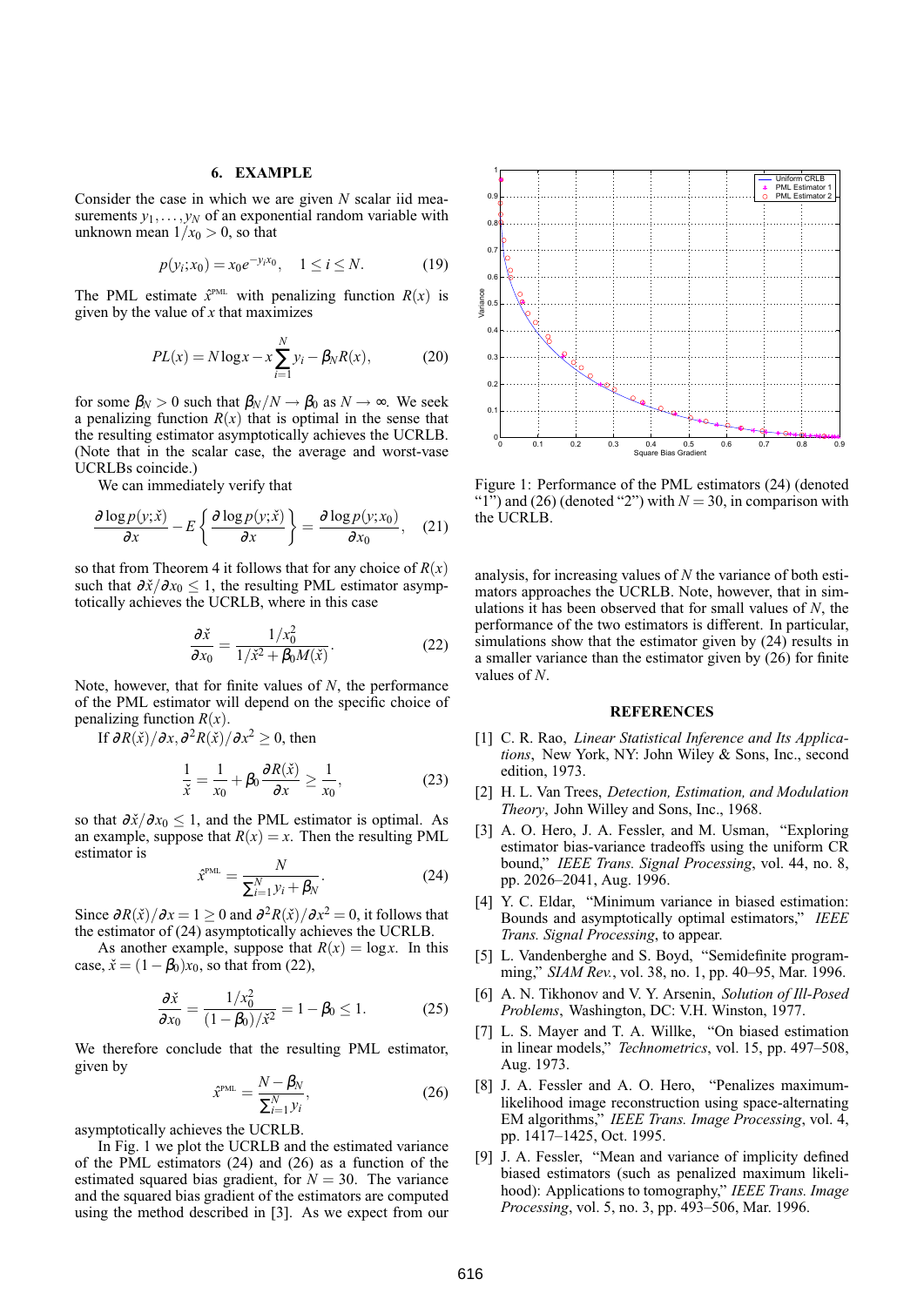## 6. EXAMPLE

Consider the case in which we are given $N$ scalar iid measurements $y_1, \dots, y_N$ of an exponential random variable with unknown mean $1/x_0 > 0$, so that

$$p(y_i; x_0) = x_0 e^{-y_i x_0}, \quad 1 \leq i \leq N. \tag{19}$$

The PML estimate $\hat{x}^{\text{PML}}$ with penalizing function $R(x)$ is given by the value of $x$ that maximizes

$$PL(x) = N \log x - x \sum_{i=1}^{N} y_i - \beta_N R(x), \tag{20}$$

for some $\beta_N > 0$ such that $\beta_N / N \to \beta_0$ as $N \to \infty$. We seek a penalizing function $R(x)$ that is optimal in the sense that the resulting estimator asymptotically achieves the UCRLB. (Note that in the scalar case, the average and worst-vase UCRLBs coincide.)

We can immediately verify that

$$\frac{\partial \log p(y; \check{x})}{\partial x} - E\left\{ \frac{\partial \log p(y; \check{x})}{\partial x} \right\} = \frac{\partial \log p(y; x_0)}{\partial x_0}, \tag{21}$$

so that from Theorem 4 it follows that for any choice of $R(x)$ such that $\partial \check{x} / \partial x_0 \leq 1$, the resulting PML estimator asymptotically achieves the UCRLB, where in this case

$$\frac{\partial \check{x}}{\partial x_0} = \frac{1/x_0^2}{1/\check{x}^2 + \beta_0 M(\check{x})}. \tag{22}$$

Note, however, that for finite values of $N$, the performance of the PML estimator will depend on the specific choice of penalizing function $R(x)$.

If $\partial R(\check{x})/\partial x, \partial^2 R(\check{x})/\partial x^2 \geq 0$, then

$$\frac{1}{\check{x}} = \frac{1}{x_0} + \beta_0 \frac{\partial R(\check{x})}{\partial x} \geq \frac{1}{x_0}, \tag{23}$$

so that $\partial \check{x} / \partial x_0 \leq 1$, and the PML estimator is optimal. As an example, suppose that $R(x) = x$. Then the resulting PML estimator is

$$\hat{x}^{\text{PML}} = \frac{N}{\sum_{i=1}^{N} y_i + \beta_N}. \tag{24}$$

Since $\partial R(\check{x})/\partial x = 1 \geq 0$ and $\partial^2 R(\check{x})/\partial x^2 = 0$, it follows that the estimator of (24) asymptotically achieves the UCRLB.

As another example, suppose that $R(x) = \log x$. In this case, $\check{x} = (1 - \beta_0) x_0$, so that from (22),

$$\frac{\partial \check{x}}{\partial x_0} = \frac{1/x_0^2}{(1 - \beta_0)/\check{x}^2} = 1 - \beta_0 \leq 1. \tag{25}$$

We therefore conclude that the resulting PML estimator, given by

$$\hat{x}^{\text{PML}} = \frac{N - \beta_N}{\sum_{i=1}^{N} y_i}, \tag{26}$$

asymptotically achieves the UCRLB.

In Fig. 1 we plot the UCRLB and the estimated variance of the PML estimators (24) and (26) as a function of the estimated squared bias gradient, for $N = 30$. The variance and the squared bias gradient of the estimators are computed using the method described in [3]. As we expect from our analysis, for increasing values of $N$ the variance of both estimators approaches the UCRLB. Note, however, that in simulations it has been observed that for small values of $N$, the performance of the two estimators is different. In particular, simulations show that the estimator given by (24) results in a smaller variance than the estimator given by (26) for finite values of $N$.

Variance
Square Bias Gradient
Uniform CRLB
PML Estimator 1
PML Estimator 2
0 0.1 0.2 0.3 0.4 0.5 0.6 0.7 0.8 0.9
0 0.1 0.2 0.3 0.4 0.5 0.6 0.7 0.8 0.9 1

Figure 1: Performance of the PML estimators (24) (denoted "1") and (26) (denoted "2") with $N = 30$, in comparison with the UCRLB.

## REFERENCES

[1] C. R. Rao, *Linear Statistical Inference and Its Applications*, New York, NY: John Wiley & Sons, Inc., second edition, 1973.

[2] H. L. Van Trees, *Detection, Estimation, and Modulation Theory*, John Willey and Sons, Inc., 1968.

[3] A. O. Hero, J. A. Fessler, and M. Usman, "Exploring estimator bias-variance tradeoffs using the uniform CR bound," *IEEE Trans. Signal Processing*, vol. 44, no. 8, pp. 2026–2041, Aug. 1996.

[4] Y. C. Eldar, "Minimum variance in biased estimation: Bounds and asymptotically optimal estimators," *IEEE Trans. Signal Processing*, to appear.

[5] L. Vandenberghe and S. Boyd, "Semidefinite programming," *SIAM Rev.*, vol. 38, no. 1, pp. 40–95, Mar. 1996.

[6] A. N. Tikhonov and V. Y. Arsenin, *Solution of Ill-Posed Problems*, Washington, DC: V.H. Winston, 1977.

[7] L. S. Mayer and T. A. Willke, "On biased estimation in linear models," *Technometrics*, vol. 15, pp. 497–508, Aug. 1973.

[8] J. A. Fessler and A. O. Hero, "Penalizes maximum-likelihood image reconstruction using space-alternating EM algorithms," *IEEE Trans. Image Processing*, vol. 4, pp. 1417–1425, Oct. 1995.

[9] J. A. Fessler, "Mean and variance of implicity defined biased estimators (such as penalized maximum likelihood): Applications to tomography," *IEEE Trans. Image Processing*, vol. 5, no. 3, pp. 493–506, Mar. 1996.